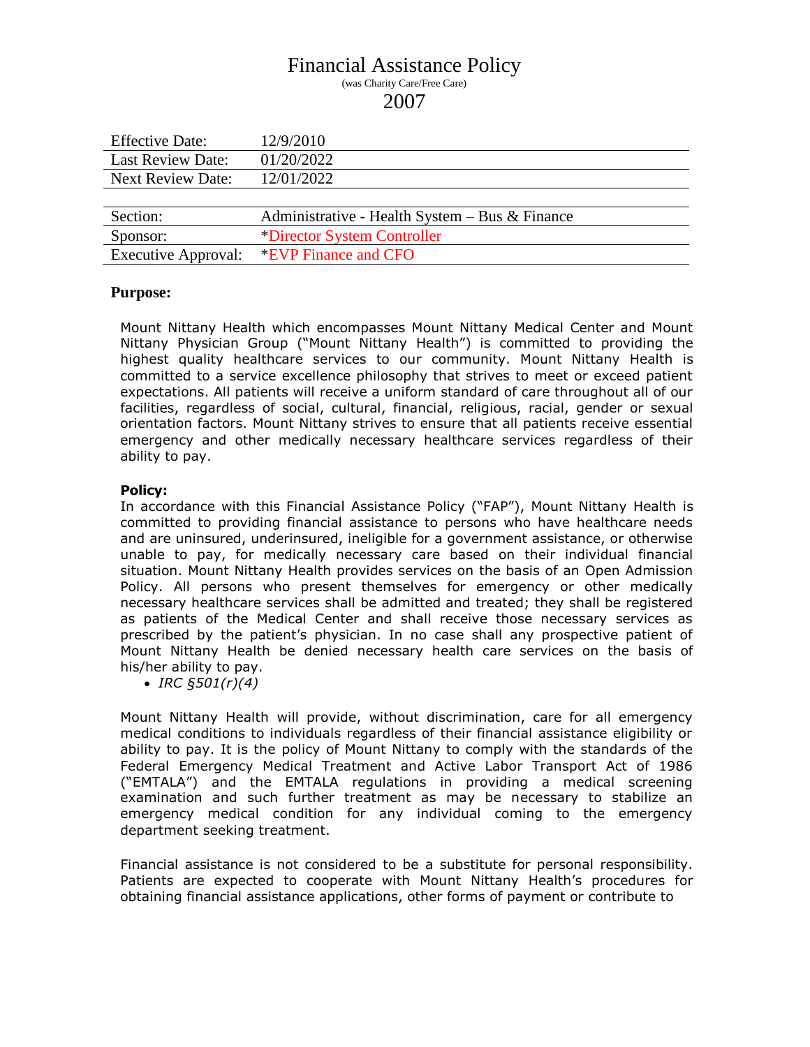# Financial Assistance Policy

(was Charity Care/Free Care)

2007

| | |
|---|---|
| Effective Date: | 12/9/2010 |
| Last Review Date: | 01/20/2022 |
| Next Review Date: | 12/01/2022 |

| | |
|---|---|
| Section: | Administrative - Health System – Bus & Finance |
| Sponsor: | *Director System Controller |
| Executive Approval: | *EVP Finance and CFO |

## Purpose:

Mount Nittany Health which encompasses Mount Nittany Medical Center and Mount Nittany Physician Group ("Mount Nittany Health") is committed to providing the highest quality healthcare services to our community. Mount Nittany Health is committed to a service excellence philosophy that strives to meet or exceed patient expectations. All patients will receive a uniform standard of care throughout all of our facilities, regardless of social, cultural, financial, religious, racial, gender or sexual orientation factors. Mount Nittany strives to ensure that all patients receive essential emergency and other medically necessary healthcare services regardless of their ability to pay.

**Policy:**

In accordance with this Financial Assistance Policy ("FAP"), Mount Nittany Health is committed to providing financial assistance to persons who have healthcare needs and are uninsured, underinsured, ineligible for a government assistance, or otherwise unable to pay, for medically necessary care based on their individual financial situation. Mount Nittany Health provides services on the basis of an Open Admission Policy. All persons who present themselves for emergency or other medically necessary healthcare services shall be admitted and treated; they shall be registered as patients of the Medical Center and shall receive those necessary services as prescribed by the patient's physician. In no case shall any prospective patient of Mount Nittany Health be denied necessary health care services on the basis of his/her ability to pay.

- *IRC §501(r)(4)*

Mount Nittany Health will provide, without discrimination, care for all emergency medical conditions to individuals regardless of their financial assistance eligibility or ability to pay. It is the policy of Mount Nittany to comply with the standards of the Federal Emergency Medical Treatment and Active Labor Transport Act of 1986 ("EMTALA") and the EMTALA regulations in providing a medical screening examination and such further treatment as may be necessary to stabilize an emergency medical condition for any individual coming to the emergency department seeking treatment.

Financial assistance is not considered to be a substitute for personal responsibility. Patients are expected to cooperate with Mount Nittany Health's procedures for obtaining financial assistance applications, other forms of payment or contribute to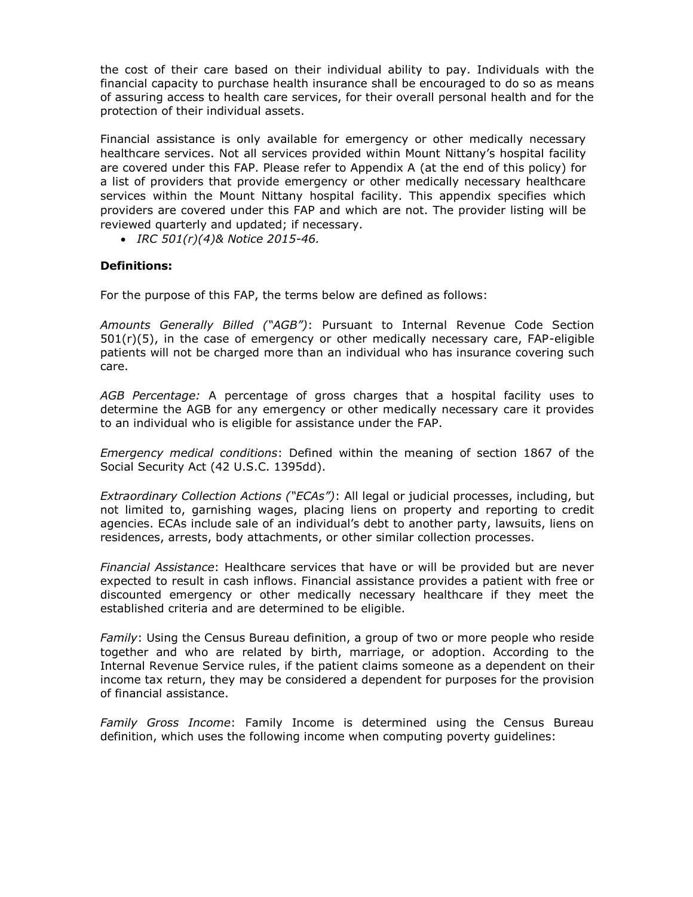the cost of their care based on their individual ability to pay. Individuals with the financial capacity to purchase health insurance shall be encouraged to do so as means of assuring access to health care services, for their overall personal health and for the protection of their individual assets.

Financial assistance is only available for emergency or other medically necessary healthcare services. Not all services provided within Mount Nittany's hospital facility are covered under this FAP. Please refer to Appendix A (at the end of this policy) for a list of providers that provide emergency or other medically necessary healthcare services within the Mount Nittany hospital facility. This appendix specifies which providers are covered under this FAP and which are not. The provider listing will be reviewed quarterly and updated; if necessary.

- *IRC 501(r)(4)& Notice 2015-46.*

**Definitions:**

For the purpose of this FAP, the terms below are defined as follows:

*Amounts Generally Billed ("AGB")*: Pursuant to Internal Revenue Code Section 501(r)(5), in the case of emergency or other medically necessary care, FAP-eligible patients will not be charged more than an individual who has insurance covering such care.

*AGB Percentage:* A percentage of gross charges that a hospital facility uses to determine the AGB for any emergency or other medically necessary care it provides to an individual who is eligible for assistance under the FAP.

*Emergency medical conditions*: Defined within the meaning of section 1867 of the Social Security Act (42 U.S.C. 1395dd).

*Extraordinary Collection Actions ("ECAs")*: All legal or judicial processes, including, but not limited to, garnishing wages, placing liens on property and reporting to credit agencies. ECAs include sale of an individual's debt to another party, lawsuits, liens on residences, arrests, body attachments, or other similar collection processes.

*Financial Assistance*: Healthcare services that have or will be provided but are never expected to result in cash inflows. Financial assistance provides a patient with free or discounted emergency or other medically necessary healthcare if they meet the established criteria and are determined to be eligible.

*Family*: Using the Census Bureau definition, a group of two or more people who reside together and who are related by birth, marriage, or adoption. According to the Internal Revenue Service rules, if the patient claims someone as a dependent on their income tax return, they may be considered a dependent for purposes for the provision of financial assistance.

*Family Gross Income*: Family Income is determined using the Census Bureau definition, which uses the following income when computing poverty guidelines: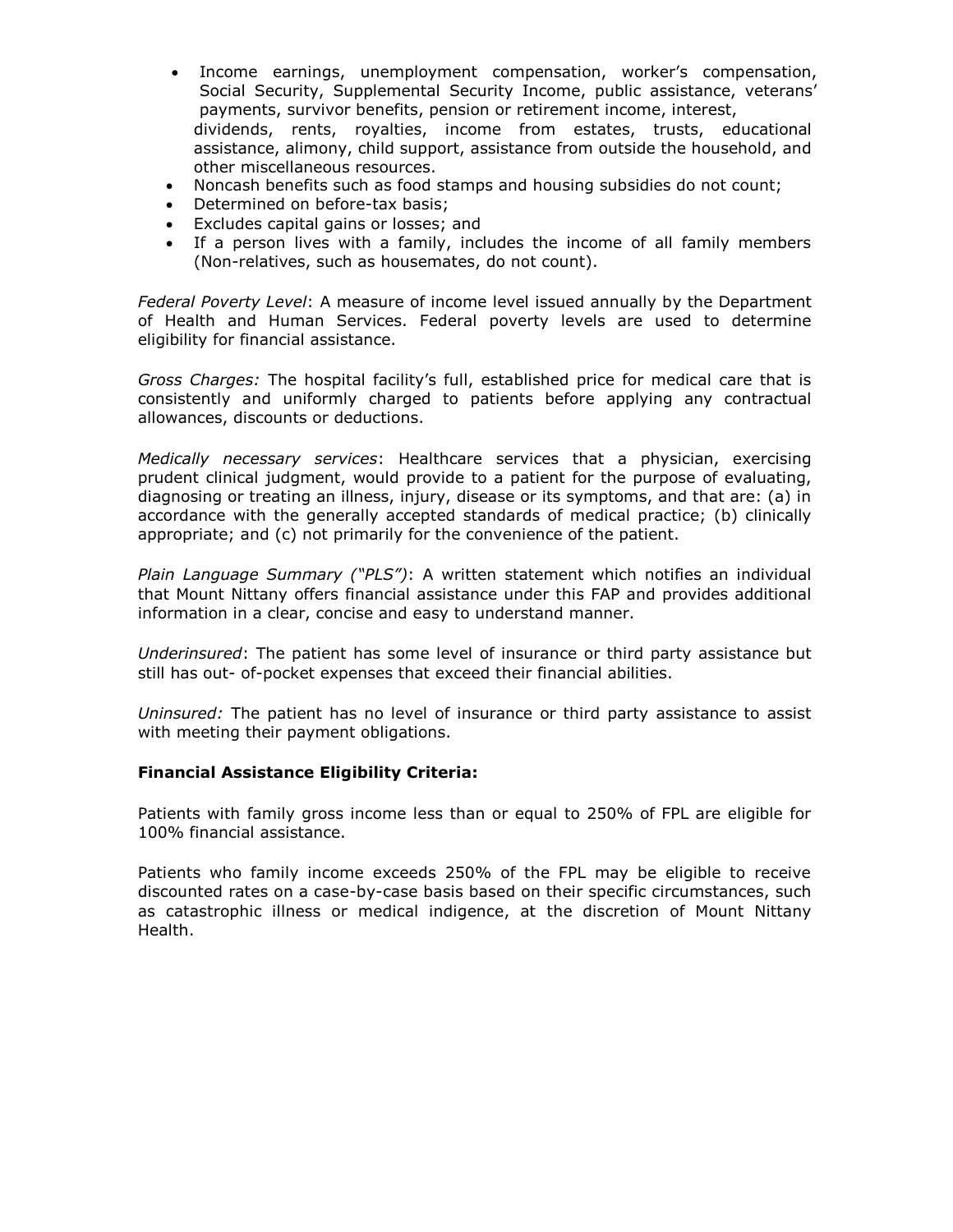- Income earnings, unemployment compensation, worker's compensation, Social Security, Supplemental Security Income, public assistance, veterans' payments, survivor benefits, pension or retirement income, interest, dividends, rents, royalties, income from estates, trusts, educational assistance, alimony, child support, assistance from outside the household, and other miscellaneous resources.
- Noncash benefits such as food stamps and housing subsidies do not count;
- Determined on before-tax basis;
- Excludes capital gains or losses; and
- If a person lives with a family, includes the income of all family members (Non-relatives, such as housemates, do not count).

*Federal Poverty Level*: A measure of income level issued annually by the Department of Health and Human Services. Federal poverty levels are used to determine eligibility for financial assistance.

*Gross Charges:* The hospital facility's full, established price for medical care that is consistently and uniformly charged to patients before applying any contractual allowances, discounts or deductions.

*Medically necessary services*: Healthcare services that a physician, exercising prudent clinical judgment, would provide to a patient for the purpose of evaluating, diagnosing or treating an illness, injury, disease or its symptoms, and that are: (a) in accordance with the generally accepted standards of medical practice; (b) clinically appropriate; and (c) not primarily for the convenience of the patient.

*Plain Language Summary ("PLS")*: A written statement which notifies an individual that Mount Nittany offers financial assistance under this FAP and provides additional information in a clear, concise and easy to understand manner.

*Underinsured*: The patient has some level of insurance or third party assistance but still has out- of-pocket expenses that exceed their financial abilities.

*Uninsured:* The patient has no level of insurance or third party assistance to assist with meeting their payment obligations.

**Financial Assistance Eligibility Criteria:**

Patients with family gross income less than or equal to 250% of FPL are eligible for 100% financial assistance.

Patients who family income exceeds 250% of the FPL may be eligible to receive discounted rates on a case-by-case basis based on their specific circumstances, such as catastrophic illness or medical indigence, at the discretion of Mount Nittany Health.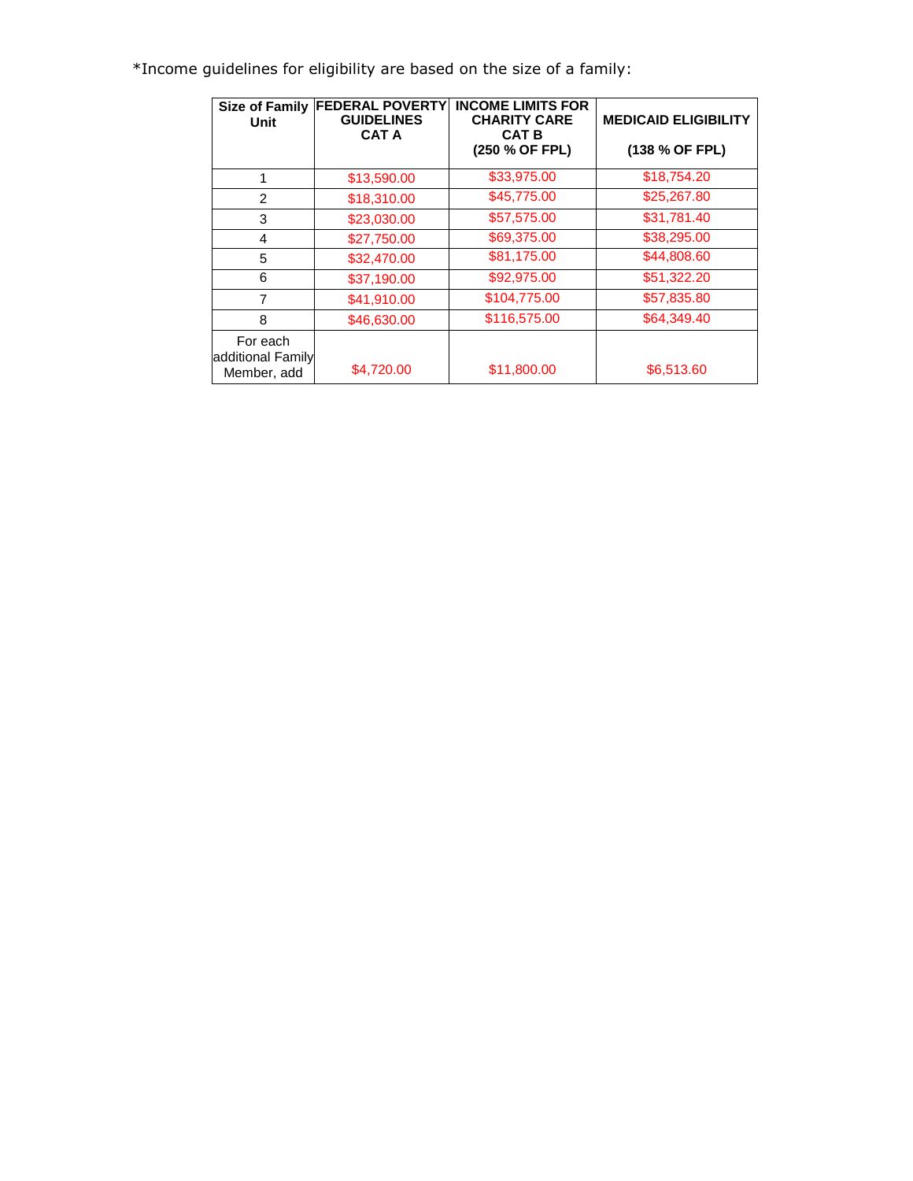*Income guidelines for eligibility are based on the size of a family:

| Size of Family Unit | FEDERAL POVERTY GUIDELINES CAT A | INCOME LIMITS FOR CHARITY CARE CAT B (250 % OF FPL) | MEDICAID ELIGIBILITY (138 % OF FPL) |
|---|---|---|---|
| 1 | $13,590.00 | $33,975.00 | $18,754.20 |
| 2 | $18,310.00 | $45,775.00 | $25,267.80 |
| 3 | $23,030.00 | $57,575.00 | $31,781.40 |
| 4 | $27,750.00 | $69,375.00 | $38,295.00 |
| 5 | $32,470.00 | $81,175.00 | $44,808.60 |
| 6 | $37,190.00 | $92,975.00 | $51,322.20 |
| 7 | $41,910.00 | $104,775.00 | $57,835.80 |
| 8 | $46,630.00 | $116,575.00 | $64,349.40 |
| For each additional Family Member, add | $4,720.00 | $11,800.00 | $6,513.60 |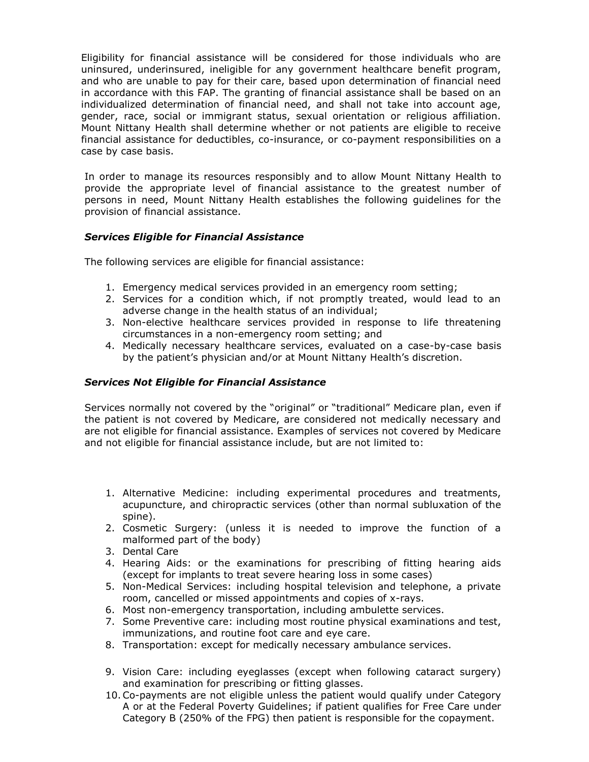Eligibility for financial assistance will be considered for those individuals who are uninsured, underinsured, ineligible for any government healthcare benefit program, and who are unable to pay for their care, based upon determination of financial need in accordance with this FAP. The granting of financial assistance shall be based on an individualized determination of financial need, and shall not take into account age, gender, race, social or immigrant status, sexual orientation or religious affiliation. Mount Nittany Health shall determine whether or not patients are eligible to receive financial assistance for deductibles, co-insurance, or co-payment responsibilities on a case by case basis.

In order to manage its resources responsibly and to allow Mount Nittany Health to provide the appropriate level of financial assistance to the greatest number of persons in need, Mount Nittany Health establishes the following guidelines for the provision of financial assistance.

***Services Eligible for Financial Assistance***

The following services are eligible for financial assistance:

1. Emergency medical services provided in an emergency room setting;
2. Services for a condition which, if not promptly treated, would lead to an adverse change in the health status of an individual;
3. Non-elective healthcare services provided in response to life threatening circumstances in a non-emergency room setting; and
4. Medically necessary healthcare services, evaluated on a case-by-case basis by the patient's physician and/or at Mount Nittany Health's discretion.

***Services Not Eligible for Financial Assistance***

Services normally not covered by the "original" or "traditional" Medicare plan, even if the patient is not covered by Medicare, are considered not medically necessary and are not eligible for financial assistance. Examples of services not covered by Medicare and not eligible for financial assistance include, but are not limited to:

1. Alternative Medicine: including experimental procedures and treatments, acupuncture, and chiropractic services (other than normal subluxation of the spine).
2. Cosmetic Surgery: (unless it is needed to improve the function of a malformed part of the body)
3. Dental Care
4. Hearing Aids: or the examinations for prescribing of fitting hearing aids (except for implants to treat severe hearing loss in some cases)
5. Non-Medical Services: including hospital television and telephone, a private room, cancelled or missed appointments and copies of x-rays.
6. Most non-emergency transportation, including ambulette services.
7. Some Preventive care: including most routine physical examinations and test, immunizations, and routine foot care and eye care.
8. Transportation: except for medically necessary ambulance services.
9. Vision Care: including eyeglasses (except when following cataract surgery) and examination for prescribing or fitting glasses.
10. Co-payments are not eligible unless the patient would qualify under Category A or at the Federal Poverty Guidelines; if patient qualifies for Free Care under Category B (250% of the FPG) then patient is responsible for the copayment.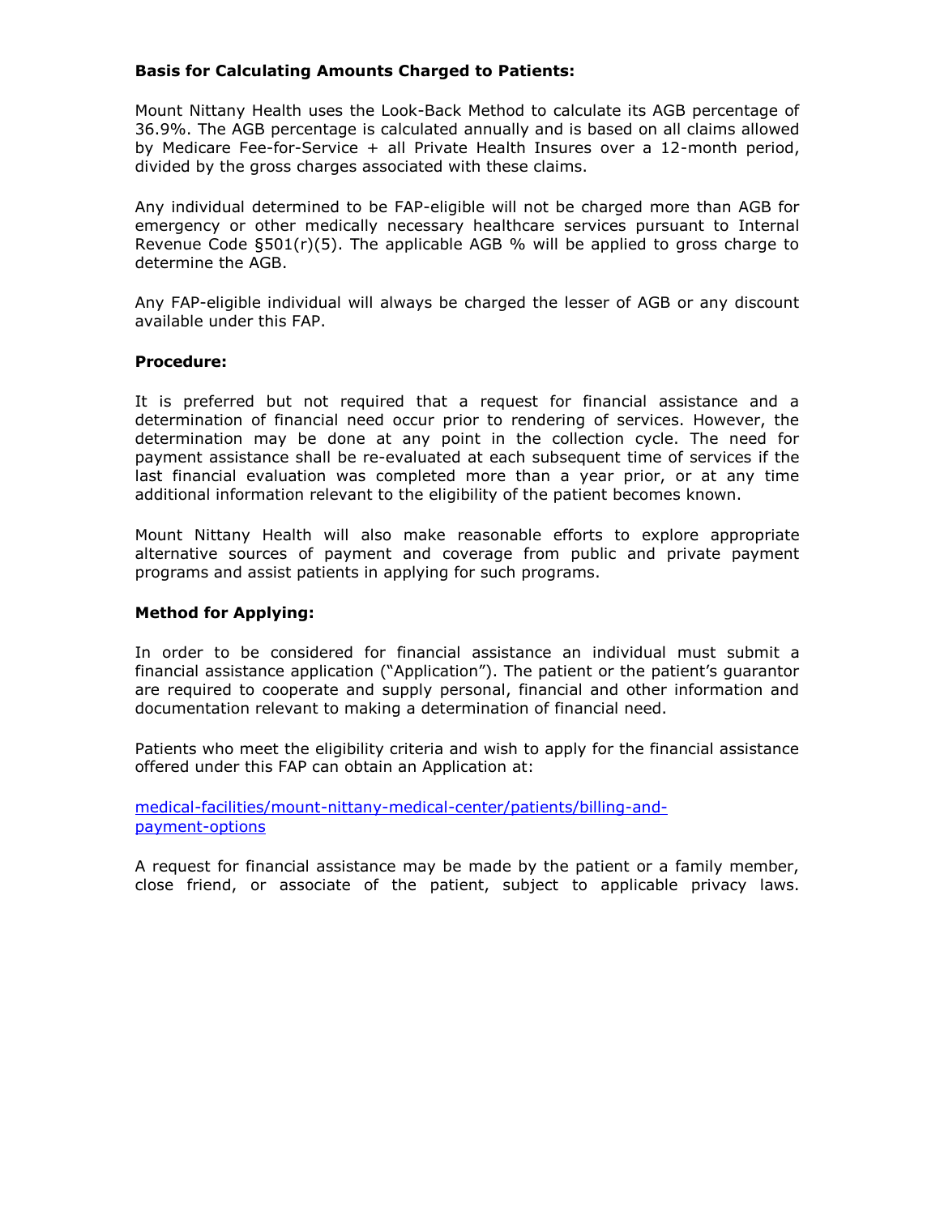**Basis for Calculating Amounts Charged to Patients:**

Mount Nittany Health uses the Look-Back Method to calculate its AGB percentage of 36.9%. The AGB percentage is calculated annually and is based on all claims allowed by Medicare Fee-for-Service + all Private Health Insures over a 12-month period, divided by the gross charges associated with these claims.

Any individual determined to be FAP-eligible will not be charged more than AGB for emergency or other medically necessary healthcare services pursuant to Internal Revenue Code §501(r)(5). The applicable AGB % will be applied to gross charge to determine the AGB.

Any FAP-eligible individual will always be charged the lesser of AGB or any discount available under this FAP.

**Procedure:**

It is preferred but not required that a request for financial assistance and a determination of financial need occur prior to rendering of services. However, the determination may be done at any point in the collection cycle. The need for payment assistance shall be re-evaluated at each subsequent time of services if the last financial evaluation was completed more than a year prior, or at any time additional information relevant to the eligibility of the patient becomes known.

Mount Nittany Health will also make reasonable efforts to explore appropriate alternative sources of payment and coverage from public and private payment programs and assist patients in applying for such programs.

**Method for Applying:**

In order to be considered for financial assistance an individual must submit a financial assistance application ("Application"). The patient or the patient's guarantor are required to cooperate and supply personal, financial and other information and documentation relevant to making a determination of financial need.

Patients who meet the eligibility criteria and wish to apply for the financial assistance offered under this FAP can obtain an Application at:

medical-facilities/mount-nittany-medical-center/patients/billing-and-payment-options

A request for financial assistance may be made by the patient or a family member, close friend, or associate of the patient, subject to applicable privacy laws.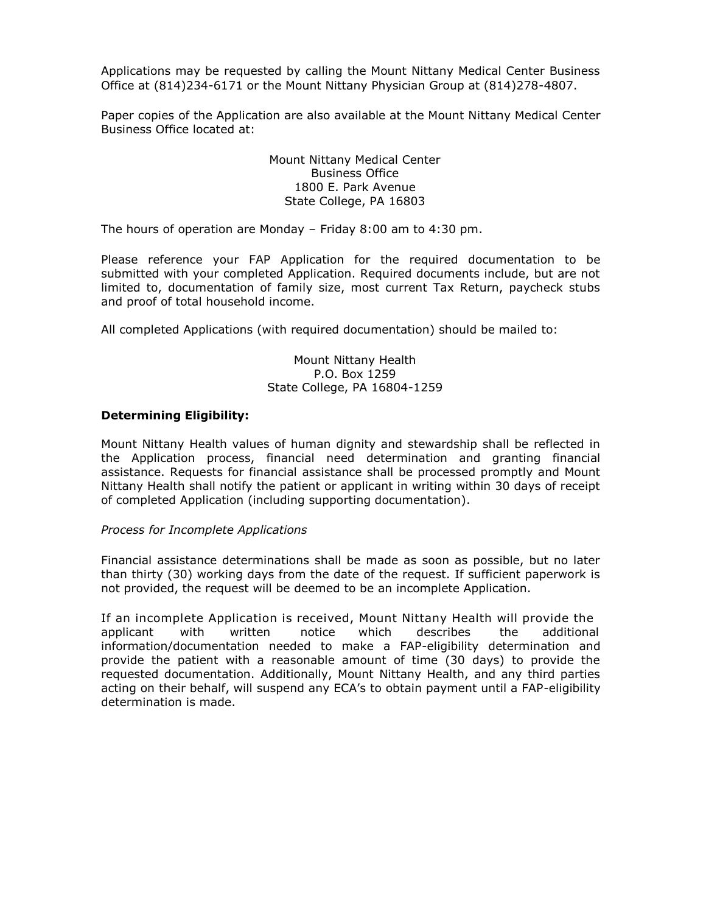Applications may be requested by calling the Mount Nittany Medical Center Business Office at (814)234-6171 or the Mount Nittany Physician Group at (814)278-4807.

Paper copies of the Application are also available at the Mount Nittany Medical Center Business Office located at:

Mount Nittany Medical Center
Business Office
1800 E. Park Avenue
State College, PA 16803

The hours of operation are Monday – Friday 8:00 am to 4:30 pm.

Please reference your FAP Application for the required documentation to be submitted with your completed Application. Required documents include, but are not limited to, documentation of family size, most current Tax Return, paycheck stubs and proof of total household income.

All completed Applications (with required documentation) should be mailed to:

Mount Nittany Health
P.O. Box 1259
State College, PA 16804-1259

**Determining Eligibility:**

Mount Nittany Health values of human dignity and stewardship shall be reflected in the Application process, financial need determination and granting financial assistance. Requests for financial assistance shall be processed promptly and Mount Nittany Health shall notify the patient or applicant in writing within 30 days of receipt of completed Application (including supporting documentation).

*Process for Incomplete Applications*

Financial assistance determinations shall be made as soon as possible, but no later than thirty (30) working days from the date of the request. If sufficient paperwork is not provided, the request will be deemed to be an incomplete Application.

If an incomplete Application is received, Mount Nittany Health will provide the applicant with written notice which describes the additional information/documentation needed to make a FAP-eligibility determination and provide the patient with a reasonable amount of time (30 days) to provide the requested documentation. Additionally, Mount Nittany Health, and any third parties acting on their behalf, will suspend any ECA's to obtain payment until a FAP-eligibility determination is made.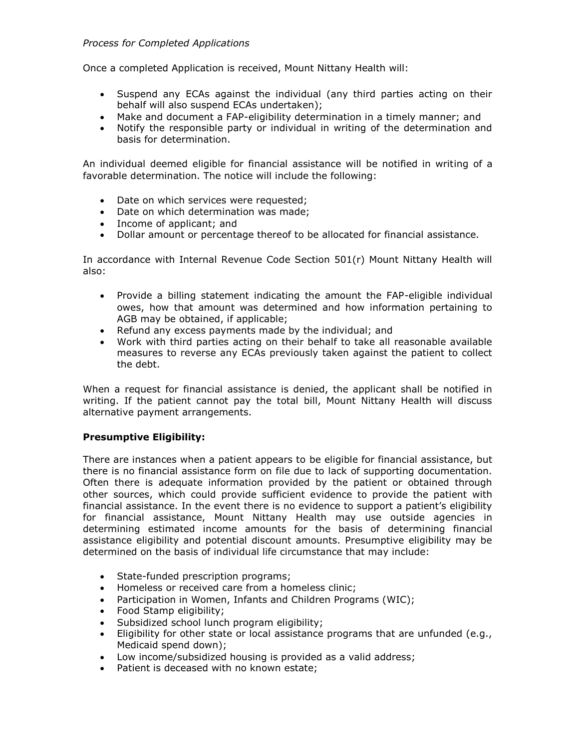*Process for Completed Applications*

Once a completed Application is received, Mount Nittany Health will:

- Suspend any ECAs against the individual (any third parties acting on their behalf will also suspend ECAs undertaken);
- Make and document a FAP-eligibility determination in a timely manner; and
- Notify the responsible party or individual in writing of the determination and basis for determination.

An individual deemed eligible for financial assistance will be notified in writing of a favorable determination. The notice will include the following:

- Date on which services were requested;
- Date on which determination was made;
- Income of applicant; and
- Dollar amount or percentage thereof to be allocated for financial assistance.

In accordance with Internal Revenue Code Section 501(r) Mount Nittany Health will also:

- Provide a billing statement indicating the amount the FAP-eligible individual owes, how that amount was determined and how information pertaining to AGB may be obtained, if applicable;
- Refund any excess payments made by the individual; and
- Work with third parties acting on their behalf to take all reasonable available measures to reverse any ECAs previously taken against the patient to collect the debt.

When a request for financial assistance is denied, the applicant shall be notified in writing. If the patient cannot pay the total bill, Mount Nittany Health will discuss alternative payment arrangements.

**Presumptive Eligibility:**

There are instances when a patient appears to be eligible for financial assistance, but there is no financial assistance form on file due to lack of supporting documentation. Often there is adequate information provided by the patient or obtained through other sources, which could provide sufficient evidence to provide the patient with financial assistance. In the event there is no evidence to support a patient's eligibility for financial assistance, Mount Nittany Health may use outside agencies in determining estimated income amounts for the basis of determining financial assistance eligibility and potential discount amounts. Presumptive eligibility may be determined on the basis of individual life circumstance that may include:

- State-funded prescription programs;
- Homeless or received care from a homeless clinic;
- Participation in Women, Infants and Children Programs (WIC);
- Food Stamp eligibility;
- Subsidized school lunch program eligibility;
- Eligibility for other state or local assistance programs that are unfunded (e.g., Medicaid spend down);
- Low income/subsidized housing is provided as a valid address;
- Patient is deceased with no known estate;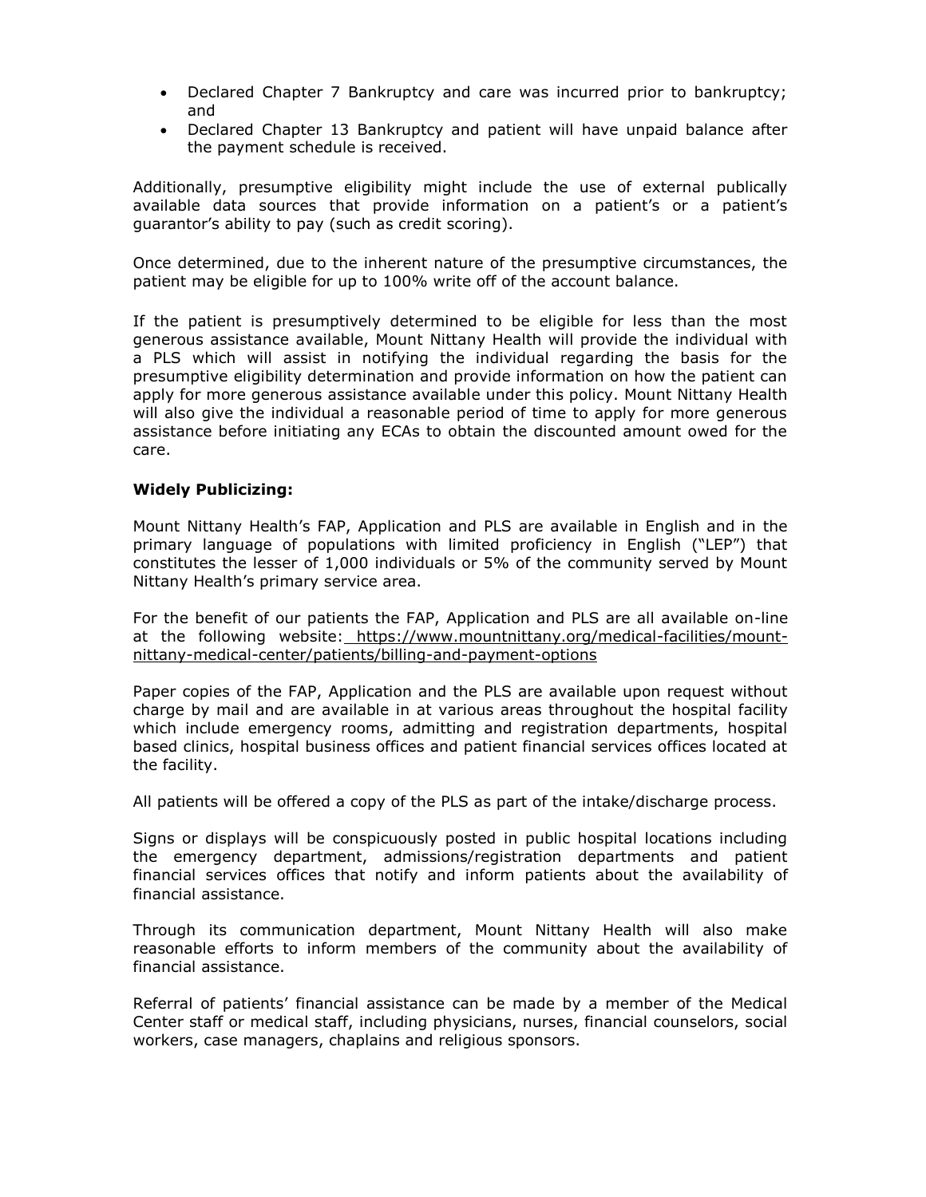- Declared Chapter 7 Bankruptcy and care was incurred prior to bankruptcy; and
- Declared Chapter 13 Bankruptcy and patient will have unpaid balance after the payment schedule is received.

Additionally, presumptive eligibility might include the use of external publically available data sources that provide information on a patient's or a patient's guarantor's ability to pay (such as credit scoring).

Once determined, due to the inherent nature of the presumptive circumstances, the patient may be eligible for up to 100% write off of the account balance.

If the patient is presumptively determined to be eligible for less than the most generous assistance available, Mount Nittany Health will provide the individual with a PLS which will assist in notifying the individual regarding the basis for the presumptive eligibility determination and provide information on how the patient can apply for more generous assistance available under this policy. Mount Nittany Health will also give the individual a reasonable period of time to apply for more generous assistance before initiating any ECAs to obtain the discounted amount owed for the care.

**Widely Publicizing:**

Mount Nittany Health's FAP, Application and PLS are available in English and in the primary language of populations with limited proficiency in English ("LEP") that constitutes the lesser of 1,000 individuals or 5% of the community served by Mount Nittany Health's primary service area.

For the benefit of our patients the FAP, Application and PLS are all available on-line at the following website: https://www.mountnittany.org/medical-facilities/mount-nittany-medical-center/patients/billing-and-payment-options

Paper copies of the FAP, Application and the PLS are available upon request without charge by mail and are available in at various areas throughout the hospital facility which include emergency rooms, admitting and registration departments, hospital based clinics, hospital business offices and patient financial services offices located at the facility.

All patients will be offered a copy of the PLS as part of the intake/discharge process.

Signs or displays will be conspicuously posted in public hospital locations including the emergency department, admissions/registration departments and patient financial services offices that notify and inform patients about the availability of financial assistance.

Through its communication department, Mount Nittany Health will also make reasonable efforts to inform members of the community about the availability of financial assistance.

Referral of patients' financial assistance can be made by a member of the Medical Center staff or medical staff, including physicians, nurses, financial counselors, social workers, case managers, chaplains and religious sponsors.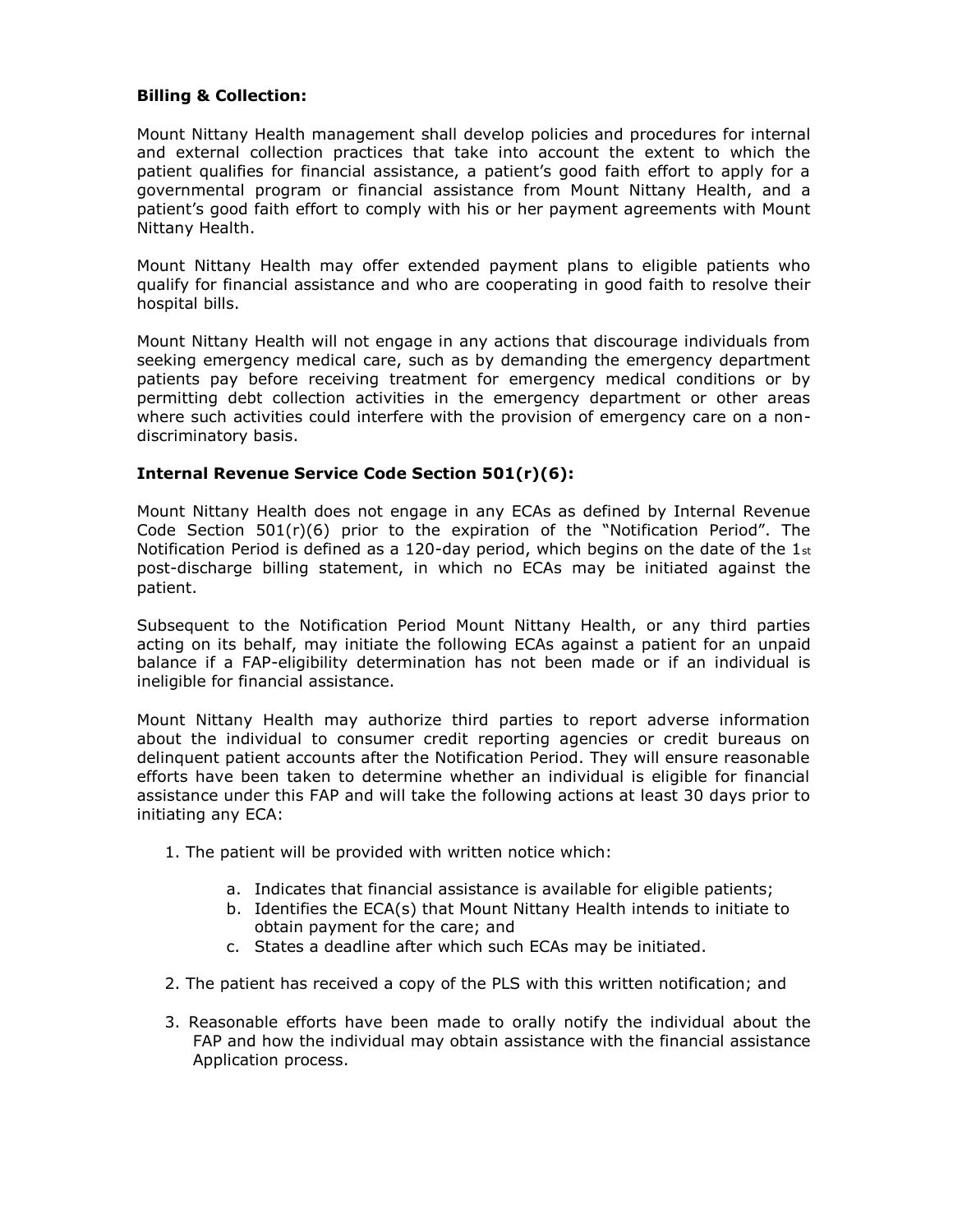**Billing & Collection:**

Mount Nittany Health management shall develop policies and procedures for internal and external collection practices that take into account the extent to which the patient qualifies for financial assistance, a patient's good faith effort to apply for a governmental program or financial assistance from Mount Nittany Health, and a patient's good faith effort to comply with his or her payment agreements with Mount Nittany Health.

Mount Nittany Health may offer extended payment plans to eligible patients who qualify for financial assistance and who are cooperating in good faith to resolve their hospital bills.

Mount Nittany Health will not engage in any actions that discourage individuals from seeking emergency medical care, such as by demanding the emergency department patients pay before receiving treatment for emergency medical conditions or by permitting debt collection activities in the emergency department or other areas where such activities could interfere with the provision of emergency care on a non-discriminatory basis.

**Internal Revenue Service Code Section 501(r)(6):**

Mount Nittany Health does not engage in any ECAs as defined by Internal Revenue Code Section 501(r)(6) prior to the expiration of the "Notification Period". The Notification Period is defined as a 120-day period, which begins on the date of the 1st post-discharge billing statement, in which no ECAs may be initiated against the patient.

Subsequent to the Notification Period Mount Nittany Health, or any third parties acting on its behalf, may initiate the following ECAs against a patient for an unpaid balance if a FAP-eligibility determination has not been made or if an individual is ineligible for financial assistance.

Mount Nittany Health may authorize third parties to report adverse information about the individual to consumer credit reporting agencies or credit bureaus on delinquent patient accounts after the Notification Period. They will ensure reasonable efforts have been taken to determine whether an individual is eligible for financial assistance under this FAP and will take the following actions at least 30 days prior to initiating any ECA:

1. The patient will be provided with written notice which:
    a. Indicates that financial assistance is available for eligible patients;
    b. Identifies the ECA(s) that Mount Nittany Health intends to initiate to obtain payment for the care; and
    c. States a deadline after which such ECAs may be initiated.
2. The patient has received a copy of the PLS with this written notification; and
3. Reasonable efforts have been made to orally notify the individual about the FAP and how the individual may obtain assistance with the financial assistance Application process.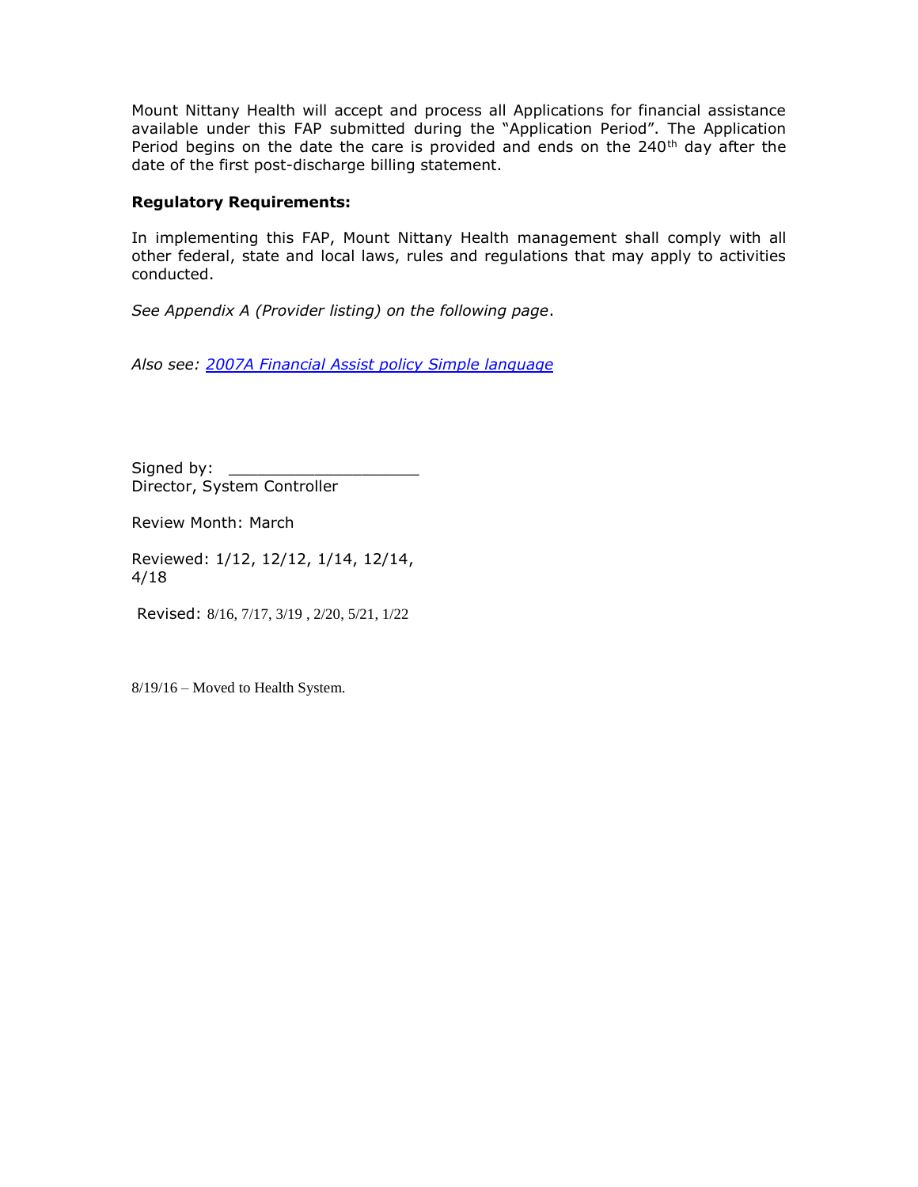Mount Nittany Health will accept and process all Applications for financial assistance available under this FAP submitted during the "Application Period". The Application Period begins on the date the care is provided and ends on the 240th day after the date of the first post-discharge billing statement.

**Regulatory Requirements:**

In implementing this FAP, Mount Nittany Health management shall comply with all other federal, state and local laws, rules and regulations that may apply to activities conducted.

*See Appendix A (Provider listing) on the following page.*

*Also see: 2007A Financial Assist policy Simple language*

Signed by: ____________________
Director, System Controller

Review Month: March

Reviewed: 1/12, 12/12, 1/14, 12/14, 4/18

Revised: 8/16, 7/17, 3/19 , 2/20, 5/21, 1/22

8/19/16 – Moved to Health System.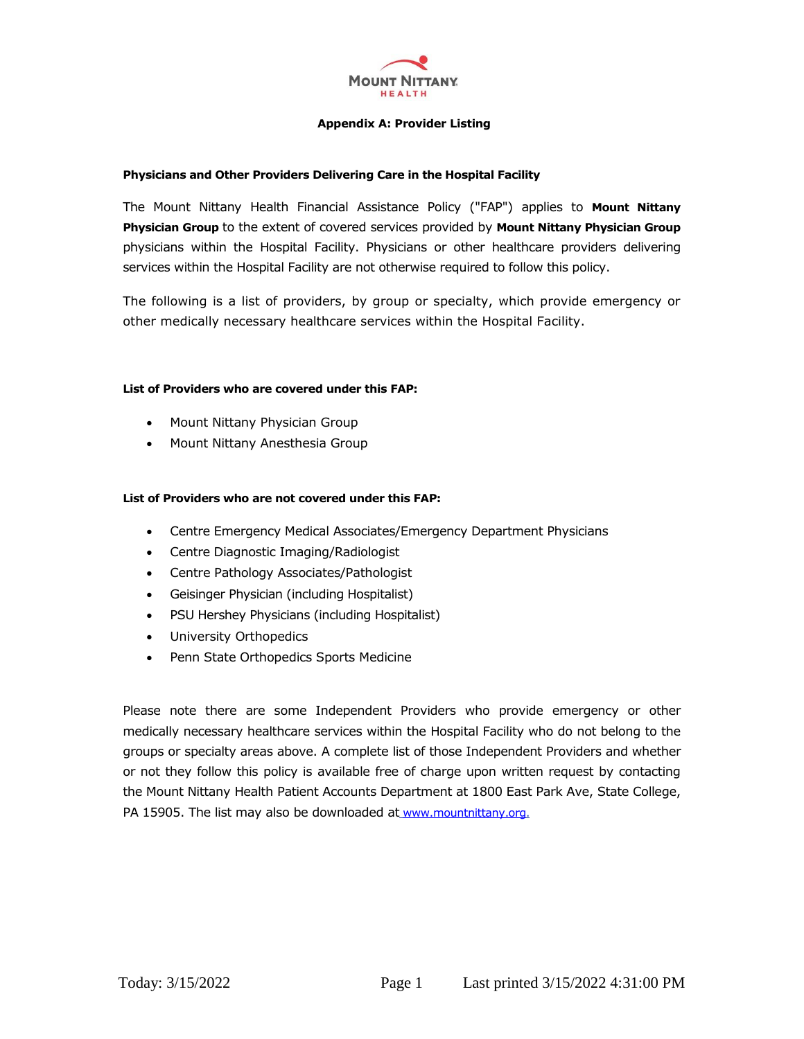**Appendix A: Provider Listing**

**Physicians and Other Providers Delivering Care in the Hospital Facility**

The Mount Nittany Health Financial Assistance Policy ("FAP") applies to **Mount Nittany Physician Group** to the extent of covered services provided by **Mount Nittany Physician Group** physicians within the Hospital Facility. Physicians or other healthcare providers delivering services within the Hospital Facility are not otherwise required to follow this policy.

The following is a list of providers, by group or specialty, which provide emergency or other medically necessary healthcare services within the Hospital Facility.

**List of Providers who are covered under this FAP:**

- Mount Nittany Physician Group
- Mount Nittany Anesthesia Group

**List of Providers who are not covered under this FAP:**

- Centre Emergency Medical Associates/Emergency Department Physicians
- Centre Diagnostic Imaging/Radiologist
- Centre Pathology Associates/Pathologist
- Geisinger Physician (including Hospitalist)
- PSU Hershey Physicians (including Hospitalist)
- University Orthopedics
- Penn State Orthopedics Sports Medicine

Please note there are some Independent Providers who provide emergency or other medically necessary healthcare services within the Hospital Facility who do not belong to the groups or specialty areas above. A complete list of those Independent Providers and whether or not they follow this policy is available free of charge upon written request by contacting the Mount Nittany Health Patient Accounts Department at 1800 East Park Ave, State College, PA 15905. The list may also be downloaded at www.mountnittany.org.